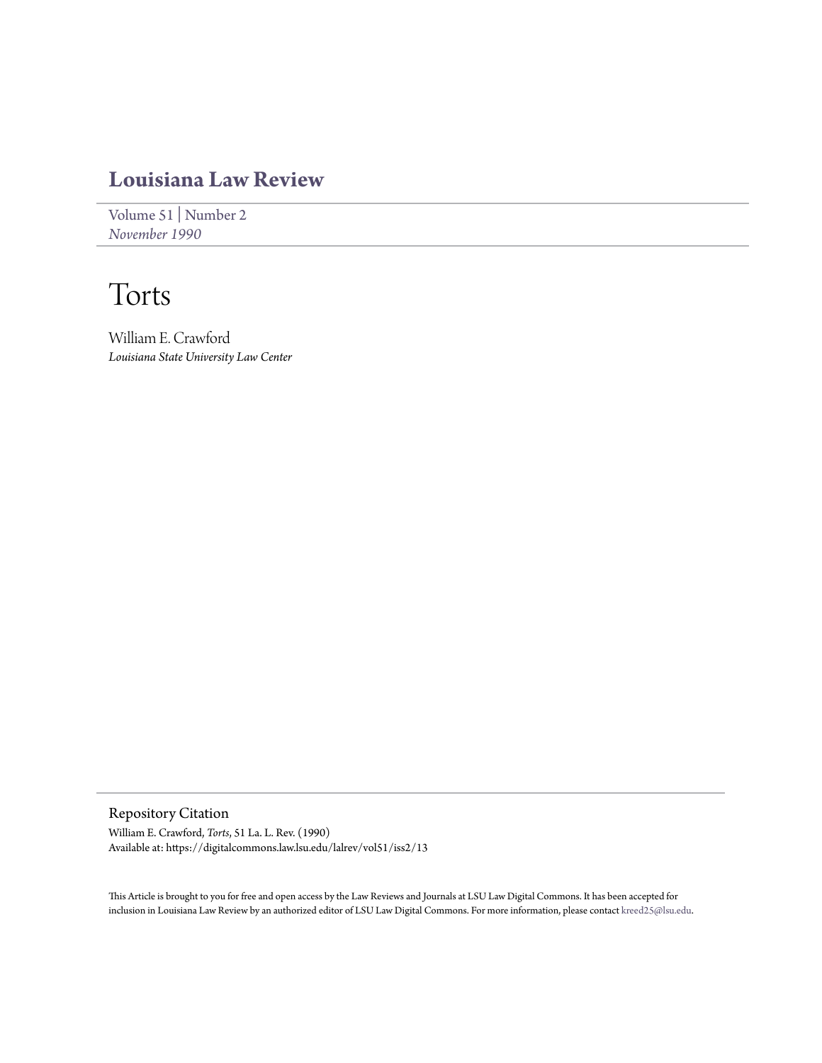# Louisiana Law Review

Volume 51 | Number 2
*November 1990*

# Torts

William E. Crawford
*Louisiana State University Law Center*

## Repository Citation

William E. Crawford, *Torts*, 51 La. L. Rev. (1990)
Available at: https://digitalcommons.law.lsu.edu/lalrev/vol51/iss2/13

This Article is brought to you for free and open access by the Law Reviews and Journals at LSU Law Digital Commons. It has been accepted for inclusion in Louisiana Law Review by an authorized editor of LSU Law Digital Commons. For more information, please contact kreed25@lsu.edu.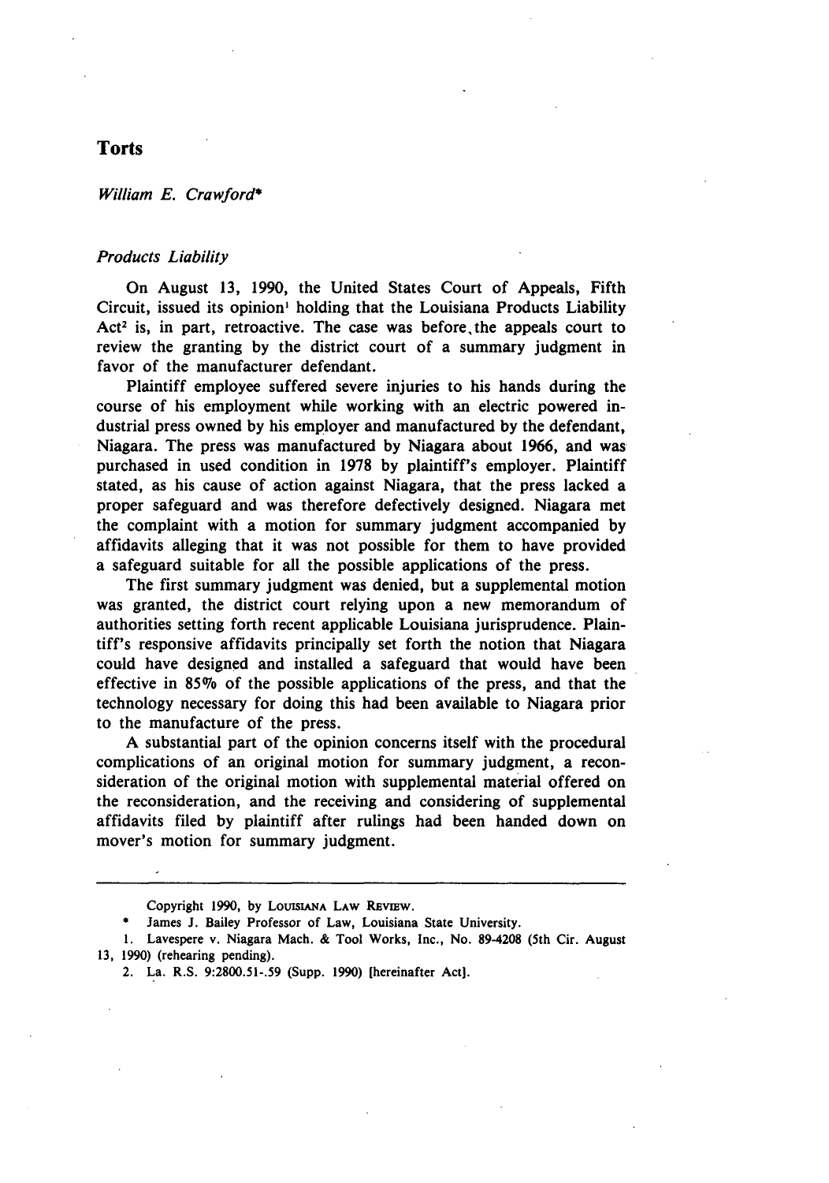# Torts

*William E. Crawford**

*Products Liability*

On August 13, 1990, the United States Court of Appeals, Fifth Circuit, issued its opinion[1] holding that the Louisiana Products Liability Act[2] is, in part, retroactive. The case was before the appeals court to review the granting by the district court of a summary judgment in favor of the manufacturer defendant.

Plaintiff employee suffered severe injuries to his hands during the course of his employment while working with an electric powered industrial press owned by his employer and manufactured by the defendant, Niagara. The press was manufactured by Niagara about 1966, and was purchased in used condition in 1978 by plaintiff's employer. Plaintiff stated, as his cause of action against Niagara, that the press lacked a proper safeguard and was therefore defectively designed. Niagara met the complaint with a motion for summary judgment accompanied by affidavits alleging that it was not possible for them to have provided a safeguard suitable for all the possible applications of the press.

The first summary judgment was denied, but a supplemental motion was granted, the district court relying upon a new memorandum of authorities setting forth recent applicable Louisiana jurisprudence. Plaintiff's responsive affidavits principally set forth the notion that Niagara could have designed and installed a safeguard that would have been effective in 85% of the possible applications of the press, and that the technology necessary for doing this had been available to Niagara prior to the manufacture of the press.

A substantial part of the opinion concerns itself with the procedural complications of an original motion for summary judgment, a reconsideration of the original motion with supplemental material offered on the reconsideration, and the receiving and considering of supplemental affidavits filed by plaintiff after rulings had been handed down on mover's motion for summary judgment.

---

Copyright 1990, by LOUISIANA LAW REVIEW.

\* James J. Bailey Professor of Law, Louisiana State University.

1. Lavespere v. Niagara Mach. & Tool Works, Inc., No. 89-4208 (5th Cir. August 13, 1990) (rehearing pending).

2. La. R.S. 9:2800.51-.59 (Supp. 1990) [hereinafter Act].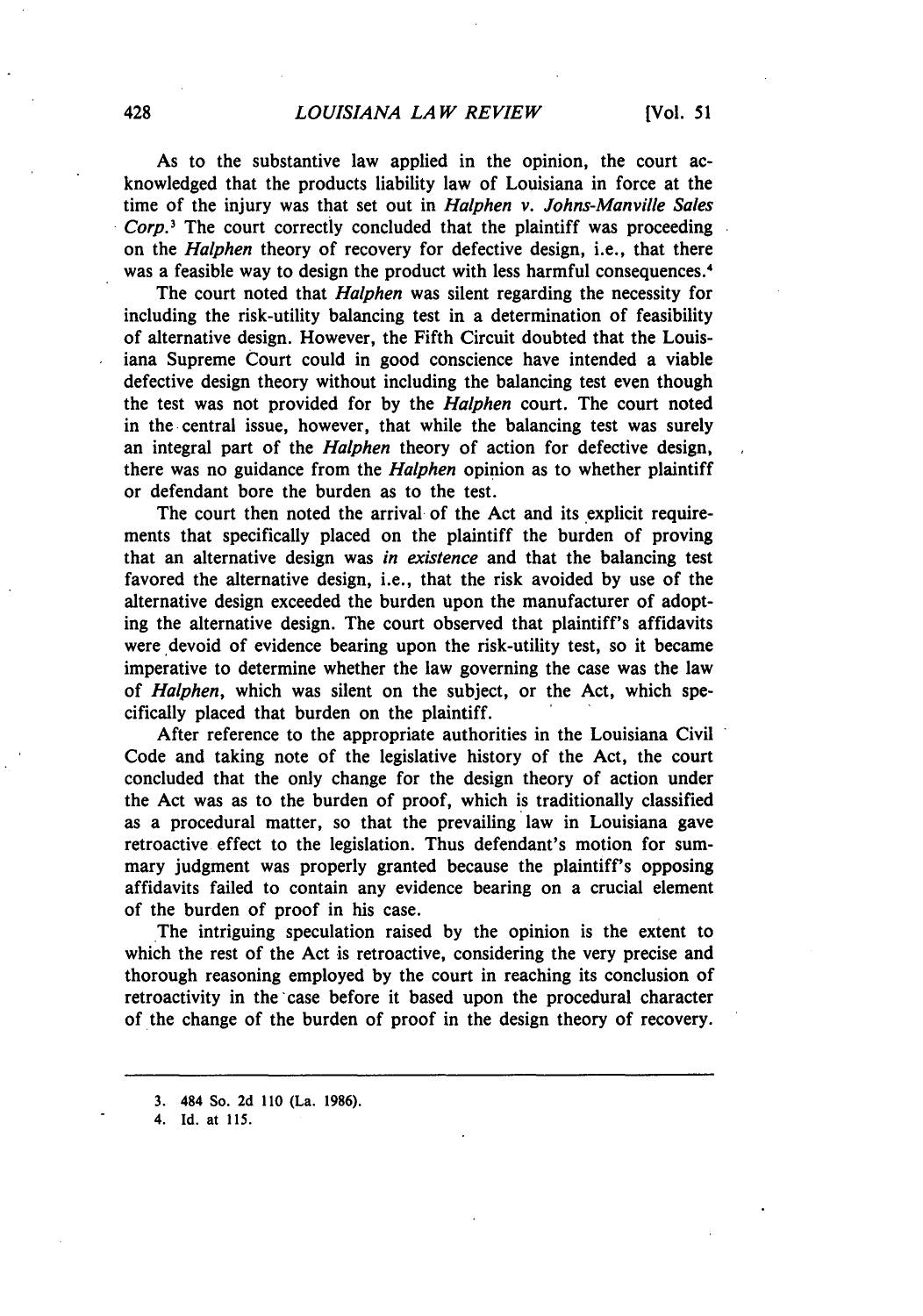As to the substantive law applied in the opinion, the court acknowledged that the products liability law of Louisiana in force at the time of the injury was that set out in *Halphen v. Johns-Manville Sales Corp.*[3] The court correctly concluded that the plaintiff was proceeding on the *Halphen* theory of recovery for defective design, i.e., that there was a feasible way to design the product with less harmful consequences.[4]

The court noted that *Halphen* was silent regarding the necessity for including the risk-utility balancing test in a determination of feasibility of alternative design. However, the Fifth Circuit doubted that the Louisiana Supreme Court could in good conscience have intended a viable defective design theory without including the balancing test even though the test was not provided for by the *Halphen* court. The court noted in the central issue, however, that while the balancing test was surely an integral part of the *Halphen* theory of action for defective design, there was no guidance from the *Halphen* opinion as to whether plaintiff or defendant bore the burden as to the test.

The court then noted the arrival of the Act and its explicit requirements that specifically placed on the plaintiff the burden of proving that an alternative design was *in existence* and that the balancing test favored the alternative design, i.e., that the risk avoided by use of the alternative design exceeded the burden upon the manufacturer of adopting the alternative design. The court observed that plaintiff's affidavits were devoid of evidence bearing upon the risk-utility test, so it became imperative to determine whether the law governing the case was the law of *Halphen*, which was silent on the subject, or the Act, which specifically placed that burden on the plaintiff.

After reference to the appropriate authorities in the Louisiana Civil Code and taking note of the legislative history of the Act, the court concluded that the only change for the design theory of action under the Act was as to the burden of proof, which is traditionally classified as a procedural matter, so that the prevailing law in Louisiana gave retroactive effect to the legislation. Thus defendant's motion for summary judgment was properly granted because the plaintiff's opposing affidavits failed to contain any evidence bearing on a crucial element of the burden of proof in his case.

The intriguing speculation raised by the opinion is the extent to which the rest of the Act is retroactive, considering the very precise and thorough reasoning employed by the court in reaching its conclusion of retroactivity in the case before it based upon the procedural character of the change of the burden of proof in the design theory of recovery.

---

3. 484 So. 2d 110 (La. 1986).

4. Id. at 115.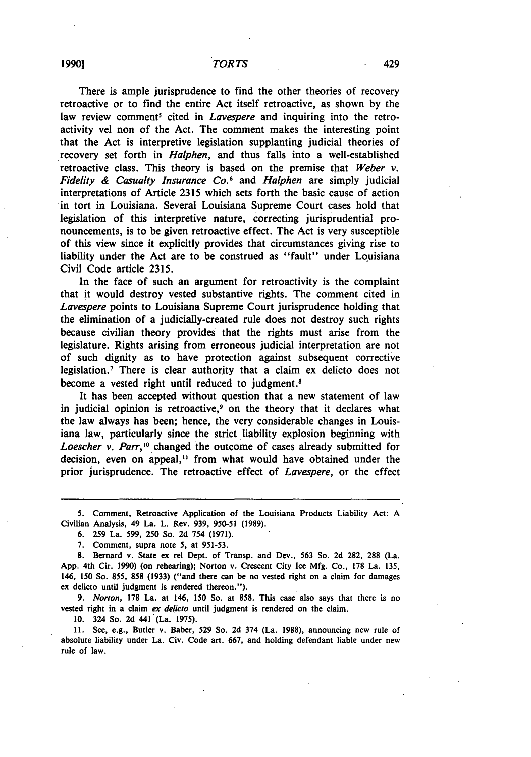There is ample jurisprudence to find the other theories of recovery retroactive or to find the entire Act itself retroactive, as shown by the law review comment[5] cited in *Lavespere* and inquiring into the retroactivity vel non of the Act. The comment makes the interesting point that the Act is interpretive legislation supplanting judicial theories of recovery set forth in *Halphen*, and thus falls into a well-established retroactive class. This theory is based on the premise that *Weber v. Fidelity & Casualty Insurance Co.*[6] and *Halphen* are simply judicial interpretations of Article 2315 which sets forth the basic cause of action in tort in Louisiana. Several Louisiana Supreme Court cases hold that legislation of this interpretive nature, correcting jurisprudential pronouncements, is to be given retroactive effect. The Act is very susceptible of this view since it explicitly provides that circumstances giving rise to liability under the Act are to be construed as "fault" under Louisiana Civil Code article 2315.

In the face of such an argument for retroactivity is the complaint that it would destroy vested substantive rights. The comment cited in *Lavespere* points to Louisiana Supreme Court jurisprudence holding that the elimination of a judicially-created rule does not destroy such rights because civilian theory provides that the rights must arise from the legislature. Rights arising from erroneous judicial interpretation are not of such dignity as to have protection against subsequent corrective legislation.[7] There is clear authority that a claim ex delicto does not become a vested right until reduced to judgment.[8]

It has been accepted without question that a new statement of law in judicial opinion is retroactive,[9] on the theory that it declares what the law always has been; hence, the very considerable changes in Louisiana law, particularly since the strict liability explosion beginning with *Loescher v. Parr*,[10] changed the outcome of cases already submitted for decision, even on appeal,[11] from what would have obtained under the prior jurisprudence. The retroactive effect of *Lavespere*, or the effect

---

5. Comment, Retroactive Application of the Louisiana Products Liability Act: A Civilian Analysis, 49 La. L. Rev. 939, 950-51 (1989).

6. 259 La. 599, 250 So. 2d 754 (1971).

7. Comment, supra note 5, at 951-53.

8. Bernard v. State ex rel Dept. of Transp. and Dev., 563 So. 2d 282, 288 (La. App. 4th Cir. 1990) (on rehearing); Norton v. Crescent City Ice Mfg. Co., 178 La. 135, 146, 150 So. 855, 858 (1933) ("and there can be no vested right on a claim for damages ex delicto until judgment is rendered thereon.").

9. *Norton*, 178 La. at 146, 150 So. at 858. This case also says that there is no vested right in a claim *ex delicto* until judgment is rendered on the claim.

10. 324 So. 2d 441 (La. 1975).

11. See, e.g., Butler v. Baber, 529 So. 2d 374 (La. 1988), announcing new rule of absolute liability under La. Civ. Code art. 667, and holding defendant liable under new rule of law.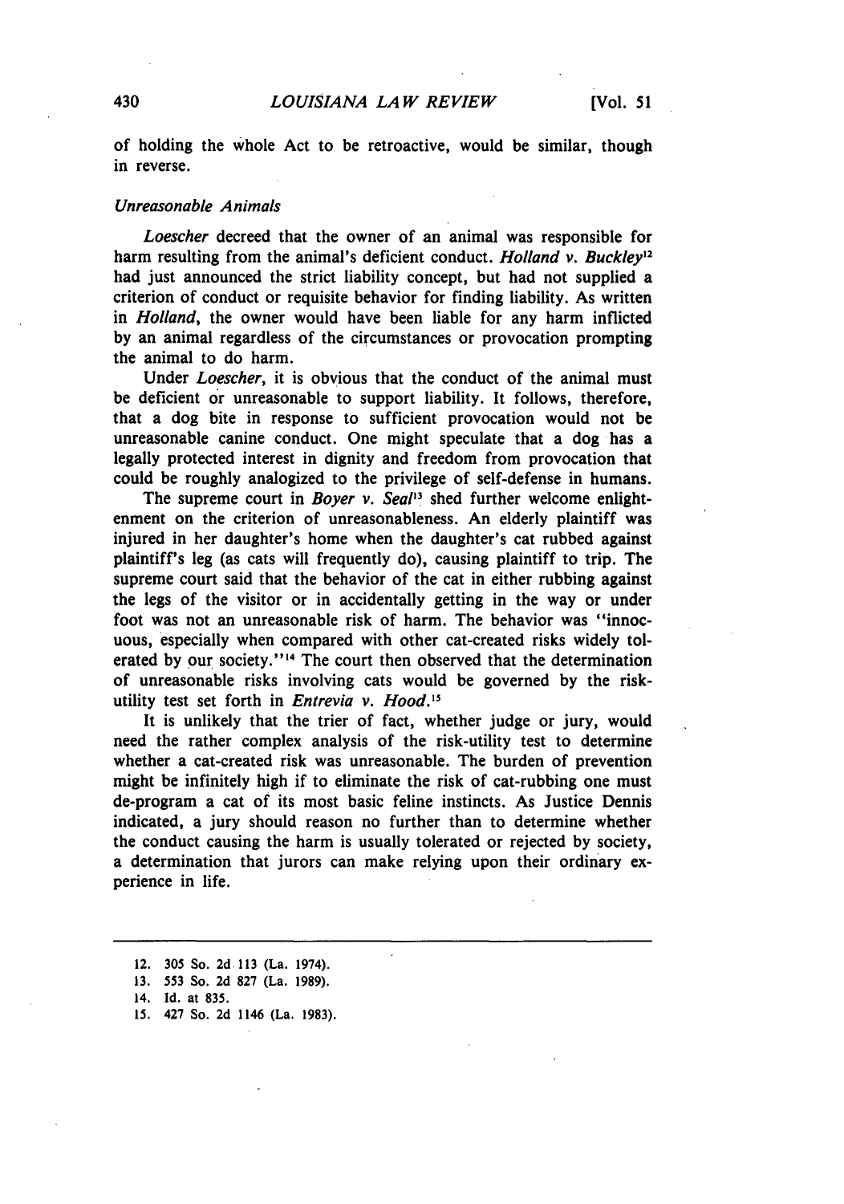of holding the whole Act to be retroactive, would be similar, though in reverse.

### *Unreasonable Animals*

*Loescher* decreed that the owner of an animal was responsible for harm resulting from the animal's deficient conduct. *Holland v. Buckley*[12] had just announced the strict liability concept, but had not supplied a criterion of conduct or requisite behavior for finding liability. As written in *Holland*, the owner would have been liable for any harm inflicted by an animal regardless of the circumstances or provocation prompting the animal to do harm.

Under *Loescher*, it is obvious that the conduct of the animal must be deficient or unreasonable to support liability. It follows, therefore, that a dog bite in response to sufficient provocation would not be unreasonable canine conduct. One might speculate that a dog has a legally protected interest in dignity and freedom from provocation that could be roughly analogized to the privilege of self-defense in humans.

The supreme court in *Boyer v. Seal*[13] shed further welcome enlightenment on the criterion of unreasonableness. An elderly plaintiff was injured in her daughter's home when the daughter's cat rubbed against plaintiff's leg (as cats will frequently do), causing plaintiff to trip. The supreme court said that the behavior of the cat in either rubbing against the legs of the visitor or in accidentally getting in the way or under foot was not an unreasonable risk of harm. The behavior was "innocuous, especially when compared with other cat-created risks widely tolerated by our society."[14] The court then observed that the determination of unreasonable risks involving cats would be governed by the risk-utility test set forth in *Entrevia v. Hood*.[15]

It is unlikely that the trier of fact, whether judge or jury, would need the rather complex analysis of the risk-utility test to determine whether a cat-created risk was unreasonable. The burden of prevention might be infinitely high if to eliminate the risk of cat-rubbing one must de-program a cat of its most basic feline instincts. As Justice Dennis indicated, a jury should reason no further than to determine whether the conduct causing the harm is usually tolerated or rejected by society, a determination that jurors can make relying upon their ordinary experience in life.

---

12. 305 So. 2d 113 (La. 1974).
13. 553 So. 2d 827 (La. 1989).
14. Id. at 835.
15. 427 So. 2d 1146 (La. 1983).